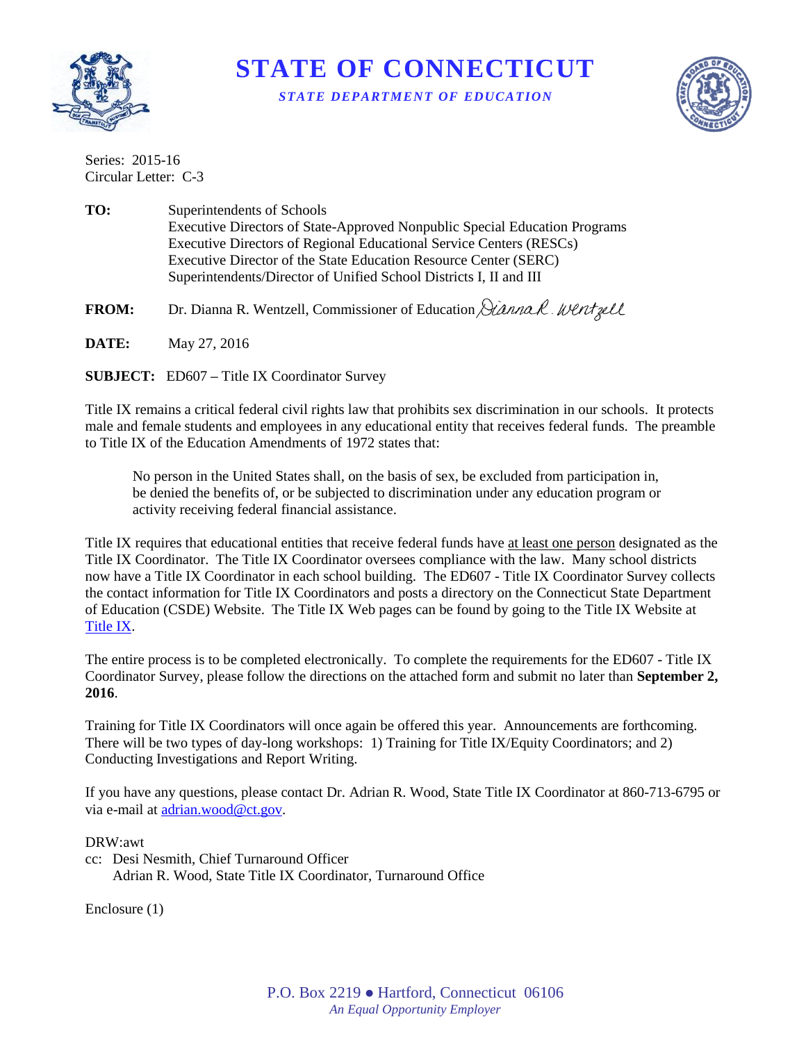# STATE OF CONNECTICUT

***STATE DEPARTMENT OF EDUCATION***

Series: 2015-16
Circular Letter: C-3

**TO:** Superintendents of Schools
Executive Directors of State-Approved Nonpublic Special Education Programs
Executive Directors of Regional Educational Service Centers (RESCs)
Executive Director of the State Education Resource Center (SERC)
Superintendents/Director of Unified School Districts I, II and III

**FROM:** Dr. Dianna R. Wentzell, Commissioner of Education *Dianna R. Wentzell*

**DATE:** May 27, 2016

**SUBJECT:** ED607 – Title IX Coordinator Survey

Title IX remains a critical federal civil rights law that prohibits sex discrimination in our schools. It protects male and female students and employees in any educational entity that receives federal funds. The preamble to Title IX of the Education Amendments of 1972 states that:

> No person in the United States shall, on the basis of sex, be excluded from participation in, be denied the benefits of, or be subjected to discrimination under any education program or activity receiving federal financial assistance.

Title IX requires that educational entities that receive federal funds have at least one person designated as the Title IX Coordinator. The Title IX Coordinator oversees compliance with the law. Many school districts now have a Title IX Coordinator in each school building. The ED607 - Title IX Coordinator Survey collects the contact information for Title IX Coordinators and posts a directory on the Connecticut State Department of Education (CSDE) Website. The Title IX Web pages can be found by going to the Title IX Website at Title IX.

The entire process is to be completed electronically. To complete the requirements for the ED607 - Title IX Coordinator Survey, please follow the directions on the attached form and submit no later than **September 2, 2016**.

Training for Title IX Coordinators will once again be offered this year. Announcements are forthcoming. There will be two types of day-long workshops: 1) Training for Title IX/Equity Coordinators; and 2) Conducting Investigations and Report Writing.

If you have any questions, please contact Dr. Adrian R. Wood, State Title IX Coordinator at 860-713-6795 or via e-mail at adrian.wood@ct.gov.

DRW:awt
cc: Desi Nesmith, Chief Turnaround Officer
Adrian R. Wood, State Title IX Coordinator, Turnaround Office

Enclosure (1)

P.O. Box 2219 ● Hartford, Connecticut 06106
*An Equal Opportunity Employer*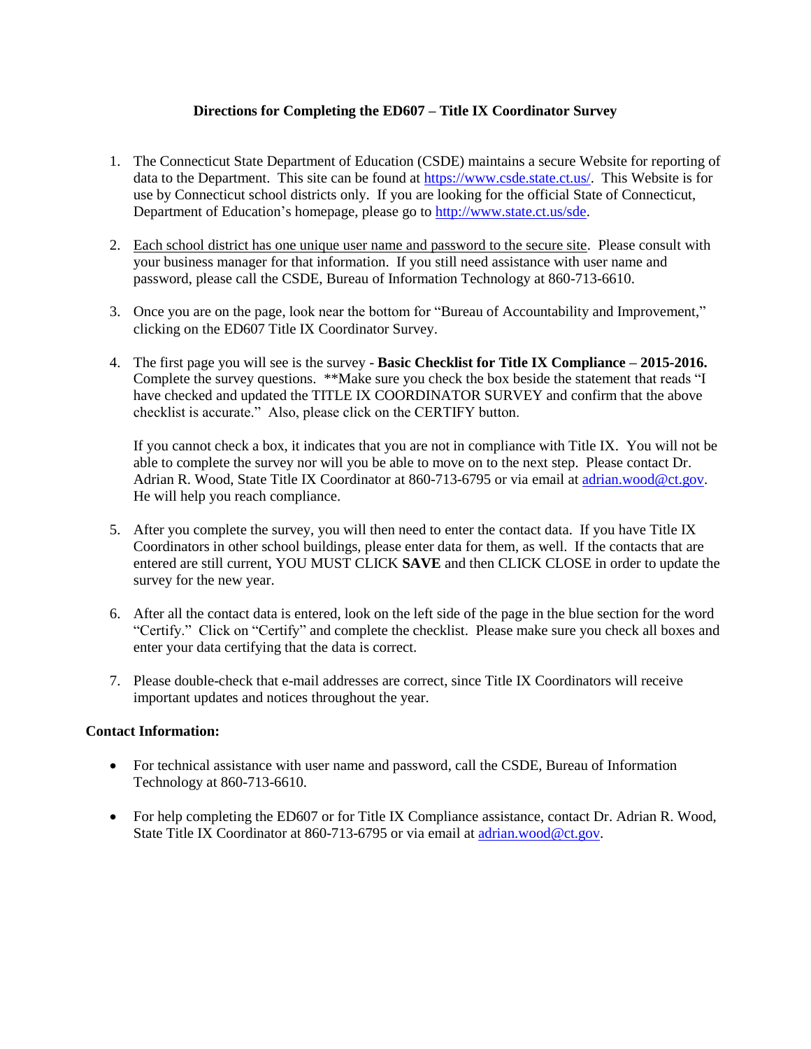# Directions for Completing the ED607 – Title IX Coordinator Survey

1. The Connecticut State Department of Education (CSDE) maintains a secure Website for reporting of data to the Department. This site can be found at https://www.csde.state.ct.us/. This Website is for use by Connecticut school districts only. If you are looking for the official State of Connecticut, Department of Education's homepage, please go to http://www.state.ct.us/sde.

2. Each school district has one unique user name and password to the secure site. Please consult with your business manager for that information. If you still need assistance with user name and password, please call the CSDE, Bureau of Information Technology at 860-713-6610.

3. Once you are on the page, look near the bottom for "Bureau of Accountability and Improvement," clicking on the ED607 Title IX Coordinator Survey.

4. The first page you will see is the survey - **Basic Checklist for Title IX Compliance – 2015-2016.** Complete the survey questions. **Make sure you check the box beside the statement that reads "I have checked and updated the TITLE IX COORDINATOR SURVEY and confirm that the above checklist is accurate." Also, please click on the CERTIFY button.

   If you cannot check a box, it indicates that you are not in compliance with Title IX. You will not be able to complete the survey nor will you be able to move on to the next step. Please contact Dr. Adrian R. Wood, State Title IX Coordinator at 860-713-6795 or via email at adrian.wood@ct.gov. He will help you reach compliance.

5. After you complete the survey, you will then need to enter the contact data. If you have Title IX Coordinators in other school buildings, please enter data for them, as well. If the contacts that are entered are still current, YOU MUST CLICK **SAVE** and then CLICK CLOSE in order to update the survey for the new year.

6. After all the contact data is entered, look on the left side of the page in the blue section for the word "Certify." Click on "Certify" and complete the checklist. Please make sure you check all boxes and enter your data certifying that the data is correct.

7. Please double-check that e-mail addresses are correct, since Title IX Coordinators will receive important updates and notices throughout the year.

**Contact Information:**

- For technical assistance with user name and password, call the CSDE, Bureau of Information Technology at 860-713-6610.

- For help completing the ED607 or for Title IX Compliance assistance, contact Dr. Adrian R. Wood, State Title IX Coordinator at 860-713-6795 or via email at adrian.wood@ct.gov.